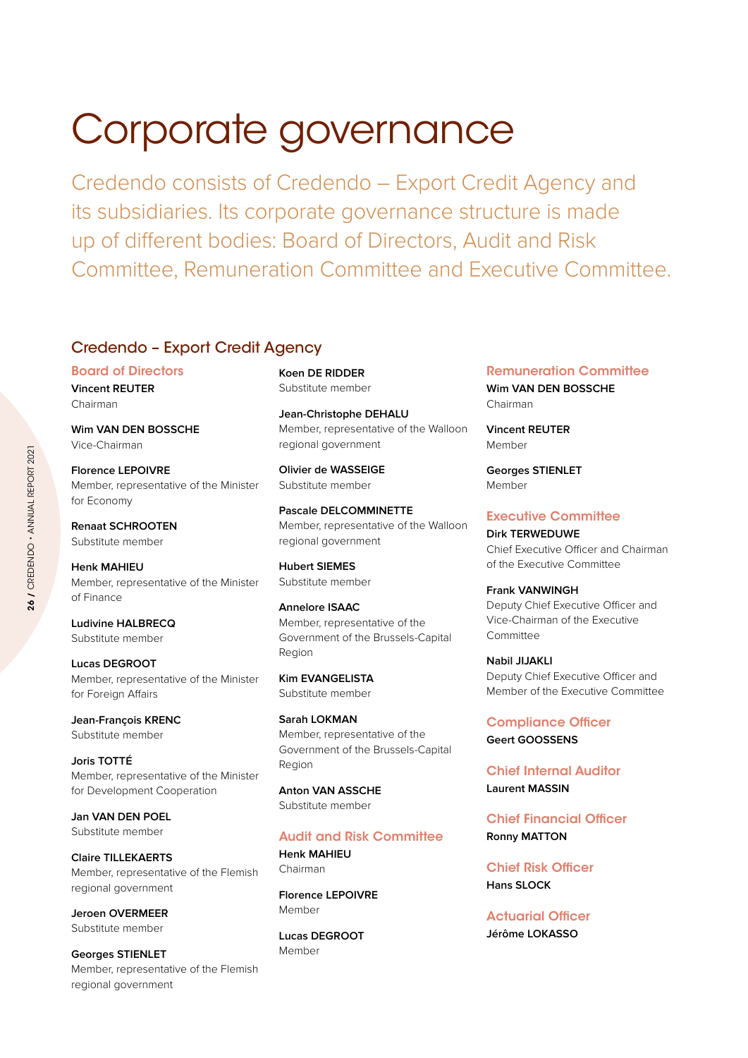# Corporate governance

Credendo consists of Credendo – Export Credit Agency and its subsidiaries. Its corporate governance structure is made up of different bodies: Board of Directors, Audit and Risk Committee, Remuneration Committee and Executive Committee.

## Credendo – Export Credit Agency

### Board of Directors

**Vincent REUTER**
Chairman

**Wim VAN DEN BOSSCHE**
Vice-Chairman

**Florence LEPOIVRE**
Member, representative of the Minister for Economy

**Renaat SCHROOTEN**
Substitute member

**Henk MAHIEU**
Member, representative of the Minister of Finance

**Ludivine HALBRECQ**
Substitute member

**Lucas DEGROOT**
Member, representative of the Minister for Foreign Affairs

**Jean-François KRENC**
Substitute member

**Joris TOTTÉ**
Member, representative of the Minister for Development Cooperation

**Jan VAN DEN POEL**
Substitute member

**Claire TILLEKAERTS**
Member, representative of the Flemish regional government

**Jeroen OVERMEER**
Substitute member

**Georges STIENLET**
Member, representative of the Flemish regional government

**Koen DE RIDDER**
Substitute member

**Jean-Christophe DEHALU**
Member, representative of the Walloon regional government

**Olivier de WASSEIGE**
Substitute member

**Pascale DELCOMMINETTE**
Member, representative of the Walloon regional government

**Hubert SIEMES**
Substitute member

**Annelore ISAAC**
Member, representative of the Government of the Brussels-Capital Region

**Kim EVANGELISTA**
Substitute member

**Sarah LOKMAN**
Member, representative of the Government of the Brussels-Capital Region

**Anton VAN ASSCHE**
Substitute member

### Audit and Risk Committee

**Henk MAHIEU**
Chairman

**Florence LEPOIVRE**
Member

**Lucas DEGROOT**
Member

### Remuneration Committee

**Wim VAN DEN BOSSCHE**
Chairman

**Vincent REUTER**
Member

**Georges STIENLET**
Member

### Executive Committee

**Dirk TERWEDUWE**
Chief Executive Officer and Chairman of the Executive Committee

**Frank VANWINGH**
Deputy Chief Executive Officer and Vice-Chairman of the Executive Committee

**Nabil JIJAKLI**
Deputy Chief Executive Officer and Member of the Executive Committee

### Compliance Officer

**Geert GOOSSENS**

### Chief Internal Auditor

**Laurent MASSIN**

### Chief Financial Officer

**Ronny MATTON**

### Chief Risk Officer

**Hans SLOCK**

### Actuarial Officer

**Jérôme LOKASSO**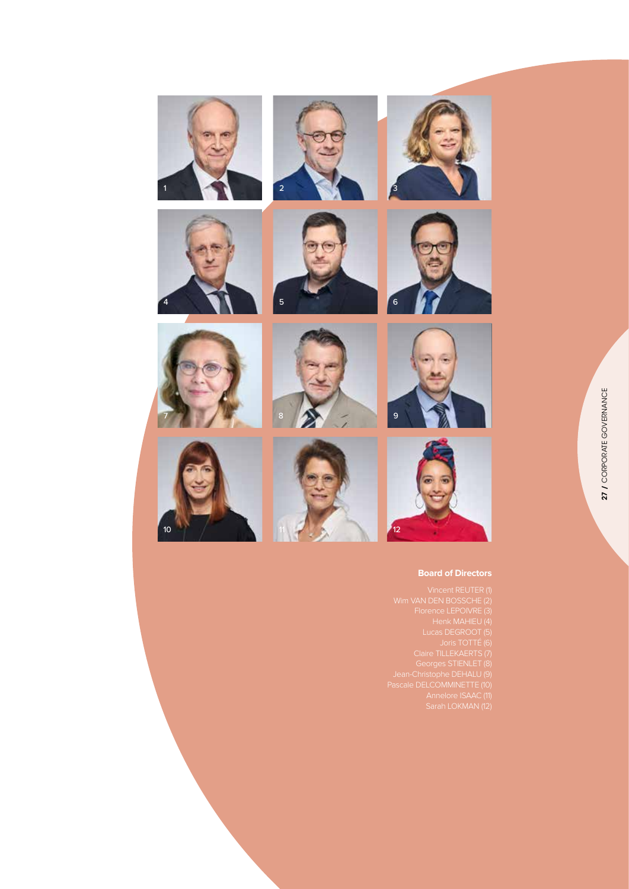## Board of Directors

Vincent REUTER (1)
Wim VAN DEN BOSSCHE (2)
Florence LEPOIVRE (3)
Henk MAHIEU (4)
Lucas DEGROOT (5)
Joris TOTTÉ (6)
Claire TILLEKAERTS (7)
Georges STIENLET (8)
Jean-Christophe DEHALU (9)
Pascale DELCOMMINETTE (10)
Annelore ISAAC (11)
Sarah LOKMAN (12)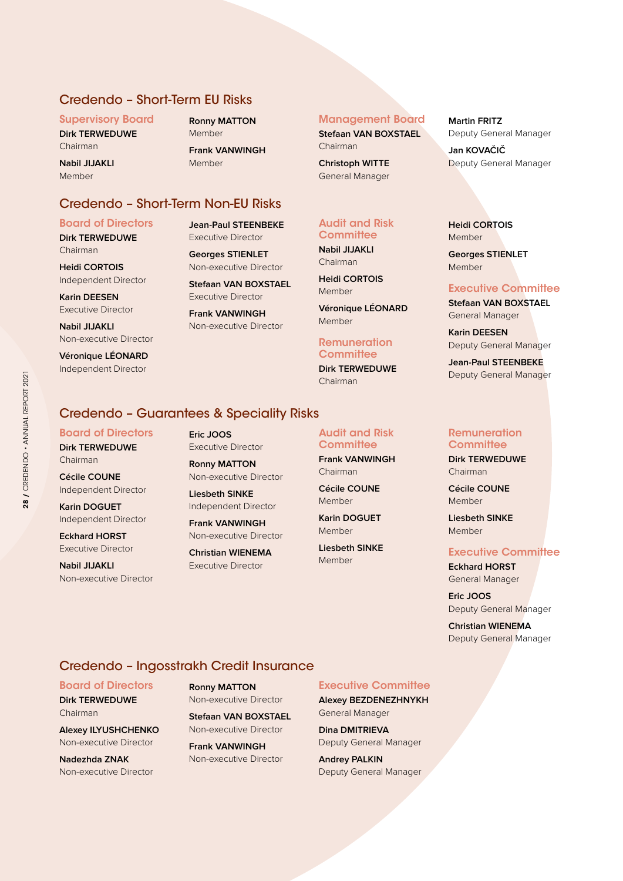## Credendo – Short-Term EU Risks

### Supervisory Board

**Dirk TERWEDUWE**
Chairman

**Nabil JIJAKLI**
Member

**Ronny MATTON**
Member

**Frank VANWINGH**
Member

### Management Board

**Stefaan VAN BOXSTAEL**
Chairman

**Christoph WITTE**
General Manager

**Martin FRITZ**
Deputy General Manager

**Jan KOVAČIČ**
Deputy General Manager

## Credendo – Short-Term Non-EU Risks

### Board of Directors

**Dirk TERWEDUWE**
Chairman

**Heidi CORTOIS**
Independent Director

**Karin DEESEN**
Executive Director

**Nabil JIJAKLI**
Non-executive Director

**Véronique LÉONARD**
Independent Director

**Jean-Paul STEENBEKE**
Executive Director

**Georges STIENLET**
Non-executive Director

**Stefaan VAN BOXSTAEL**
Executive Director

**Frank VANWINGH**
Non-executive Director

### Audit and Risk Committee

**Nabil JIJAKLI**
Chairman

**Heidi CORTOIS**
Member

**Véronique LÉONARD**
Member

**Heidi CORTOIS**
Member

**Georges STIENLET**
Member

### Remuneration Committee

**Dirk TERWEDUWE**
Chairman

### Executive Committee

**Stefaan VAN BOXSTAEL**
General Manager

**Karin DEESEN**
Deputy General Manager

**Jean-Paul STEENBEKE**
Deputy General Manager

## Credendo – Guarantees & Speciality Risks

### Board of Directors

**Dirk TERWEDUWE**
Chairman

**Cécile COUNE**
Independent Director

**Karin DOGUET**
Independent Director

**Eckhard HORST**
Executive Director

**Nabil JIJAKLI**
Non-executive Director

**Eric JOOS**
Executive Director

**Ronny MATTON**
Non-executive Director

**Liesbeth SINKE**
Independent Director

**Frank VANWINGH**
Non-executive Director

**Christian WIENEMA**
Executive Director

### Audit and Risk Committee

**Frank VANWINGH**
Chairman

**Cécile COUNE**
Member

**Karin DOGUET**
Member

**Liesbeth SINKE**
Member

### Remuneration Committee

**Dirk TERWEDUWE**
Chairman

**Cécile COUNE**
Member

**Liesbeth SINKE**
Member

### Executive Committee

**Eckhard HORST**
General Manager

**Eric JOOS**
Deputy General Manager

**Christian WIENEMA**
Deputy General Manager

## Credendo – Ingosstrakh Credit Insurance

### Board of Directors

**Dirk TERWEDUWE**
Chairman

**Alexey ILYUSHCHENKO**
Non-executive Director

**Nadezhda ZNAK**
Non-executive Director

**Ronny MATTON**
Non-executive Director

**Stefaan VAN BOXSTAEL**
Non-executive Director

**Frank VANWINGH**
Non-executive Director

### Executive Committee

**Alexey BEZDENEZHNYKH**
General Manager

**Dina DMITRIEVA**
Deputy General Manager

**Andrey PALKIN**
Deputy General Manager